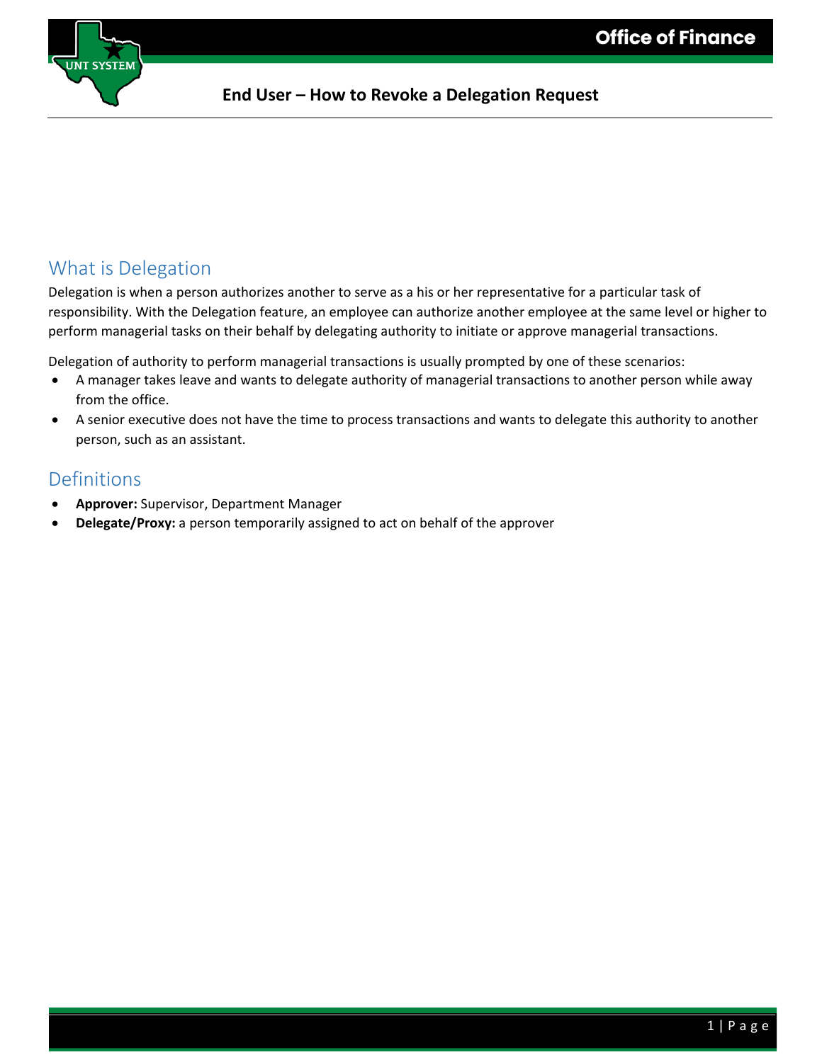# End User – How to Revoke a Delegation Request

## What is Delegation

Delegation is when a person authorizes another to serve as a his or her representative for a particular task of responsibility. With the Delegation feature, an employee can authorize another employee at the same level or higher to perform managerial tasks on their behalf by delegating authority to initiate or approve managerial transactions.

Delegation of authority to perform managerial transactions is usually prompted by one of these scenarios:

- A manager takes leave and wants to delegate authority of managerial transactions to another person while away from the office.
- A senior executive does not have the time to process transactions and wants to delegate this authority to another person, such as an assistant.

## Definitions

- **Approver:** Supervisor, Department Manager
- **Delegate/Proxy:** a person temporarily assigned to act on behalf of the approver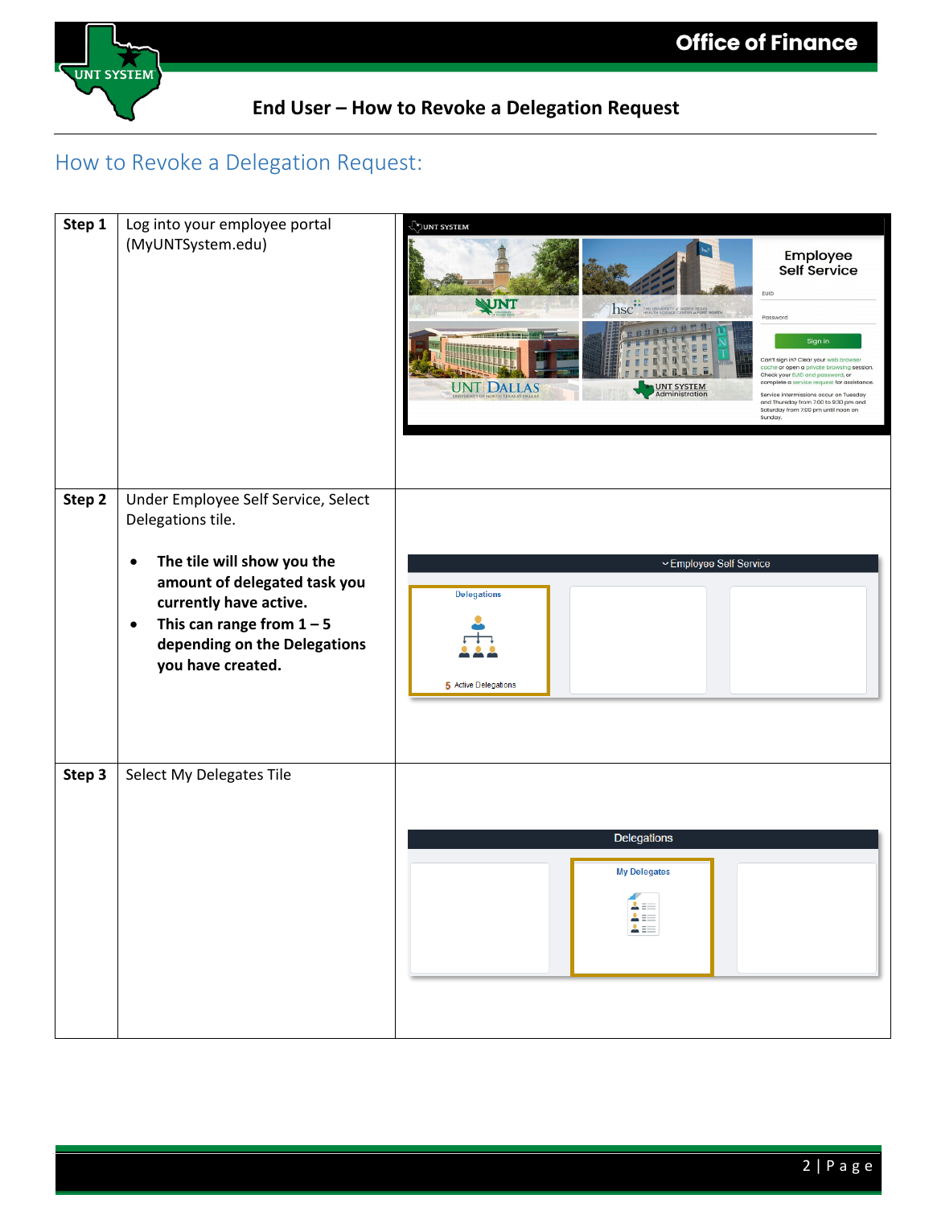# How to Revoke a Delegation Request:

| | | |
|---|---|---|
| **Step 1** | Log into your employee portal (MyUNTSystem.edu) | |
| **Step 2** | Under Employee Self Service, Select Delegations tile.<br><br>• **The tile will show you the amount of delegated task you currently have active.**<br>• **This can range from 1 – 5 depending on the Delegations you have created.** | |
| **Step 3** | Select My Delegates Tile | |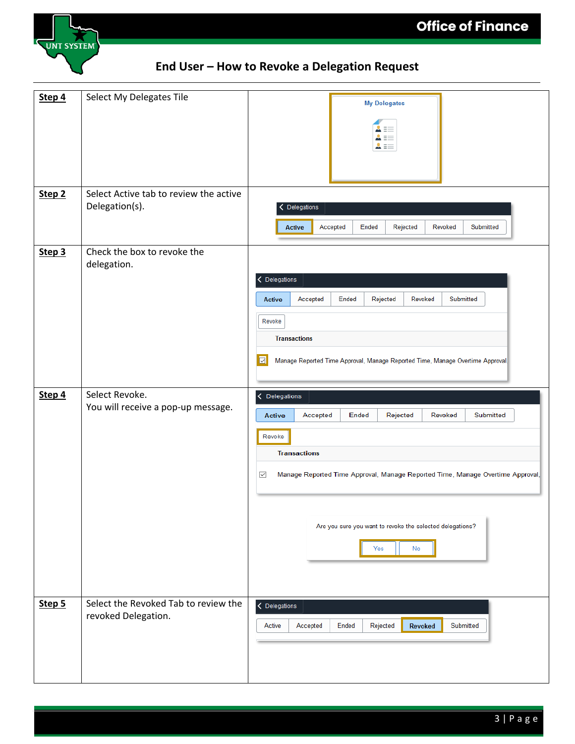## End User – How to Revoke a Delegation Request

| Step | Instruction | Screenshot |
|---|---|---|
| **Step 4** | Select My Delegates Tile | My Delegates |
| **Step 2** | Select Active tab to review the active Delegation(s). | Delegations — Active, Accepted, Ended, Rejected, Revoked, Submitted |
| **Step 3** | Check the box to revoke the delegation. | Delegations — Active, Accepted, Ended, Rejected, Revoked, Submitted; Revoke; Transactions; Manage Reported Time Approval, Manage Reported Time, Manage Overtime Approval |
| **Step 4** | Select Revoke. You will receive a pop-up message. | Delegations — Active, Accepted, Ended, Rejected, Revoked, Submitted; Revoke; Transactions; Manage Reported Time Approval, Manage Reported Time, Manage Overtime Approval; Are you sure you want to revoke the selected delegations? Yes / No |
| **Step 5** | Select the Revoked Tab to review the revoked Delegation. | Delegations — Active, Accepted, Ended, Rejected, Revoked, Submitted |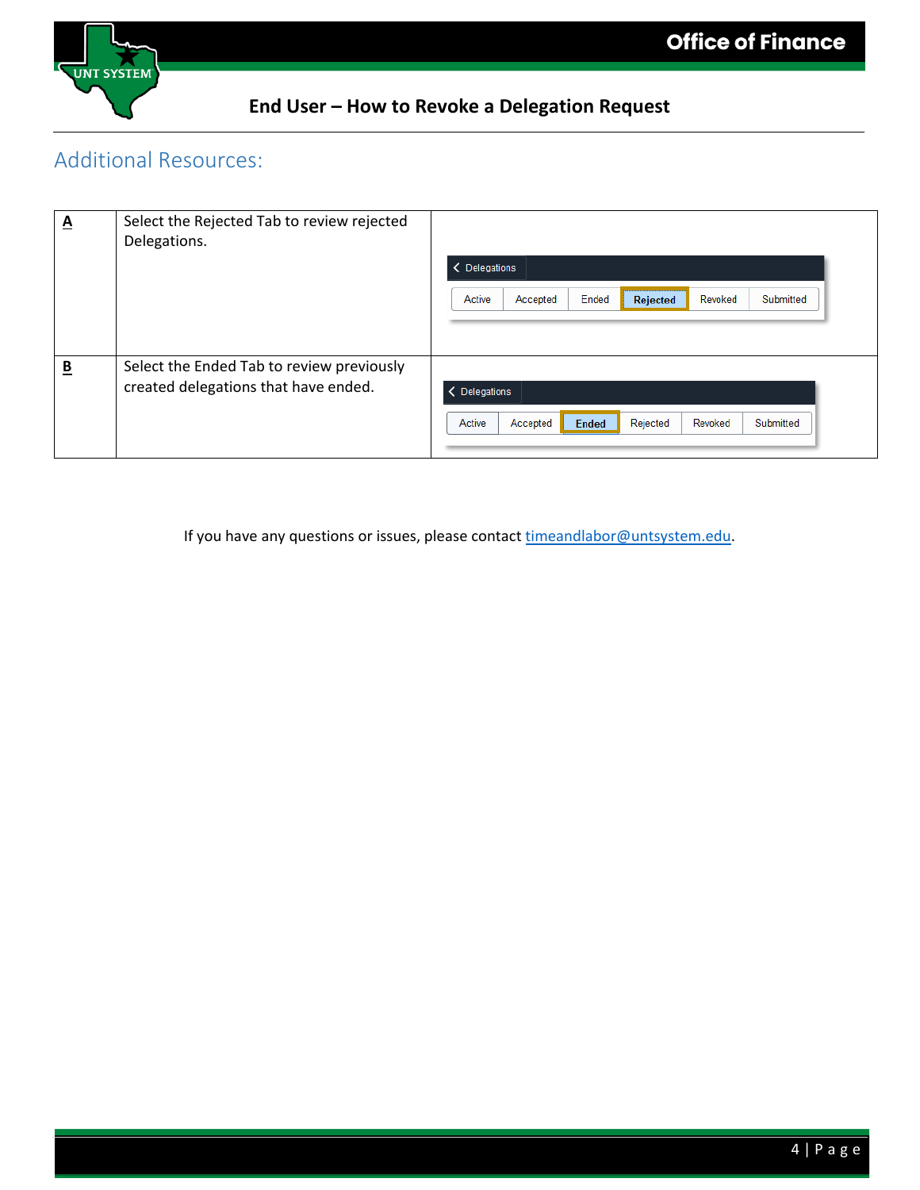## Additional Resources:

| | | |
|---|---|---|
| **A** | Select the Rejected Tab to review rejected Delegations. | Delegations<br>Active Accepted Ended **Rejected** Revoked Submitted |
| **B** | Select the Ended Tab to review previously created delegations that have ended. | Delegations<br>Active Accepted **Ended** Rejected Revoked Submitted |

If you have any questions or issues, please contact timeandlabor@untsystem.edu.